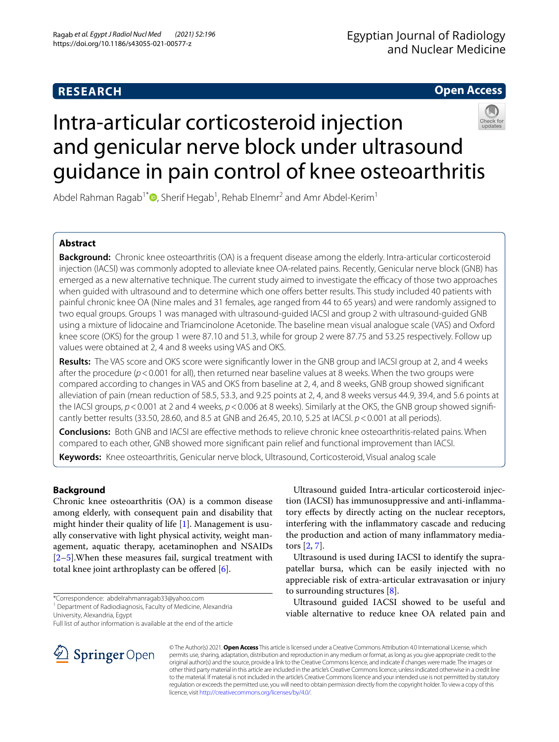RESEARCH

Open Access

# Intra-articular corticosteroid injection and genicular nerve block under ultrasound guidance in pain control of knee osteoarthritis

Abdel Rahman Ragab[1*], Sherif Hegab[1], Rehab Elnemr[2] and Amr Abdel-Kerim[1]

## Abstract

**Background:** Chronic knee osteoarthritis (OA) is a frequent disease among the elderly. Intra-articular corticosteroid injection (IACSI) was commonly adopted to alleviate knee OA-related pains. Recently, Genicular nerve block (GNB) has emerged as a new alternative technique. The current study aimed to investigate the efficacy of those two approaches when guided with ultrasound and to determine which one offers better results. This study included 40 patients with painful chronic knee OA (Nine males and 31 females, age ranged from 44 to 65 years) and were randomly assigned to two equal groups. Groups 1 was managed with ultrasound-guided IACSI and group 2 with ultrasound-guided GNB using a mixture of lidocaine and Triamcinolone Acetonide. The baseline mean visual analogue scale (VAS) and Oxford knee score (OKS) for the group 1 were 87.10 and 51.3, while for group 2 were 87.75 and 53.25 respectively. Follow up values were obtained at 2, 4 and 8 weeks using VAS and OKS.

**Results:** The VAS score and OKS score were significantly lower in the GNB group and IACSI group at 2, and 4 weeks after the procedure ($p < 0.001$ for all), then returned near baseline values at 8 weeks. When the two groups were compared according to changes in VAS and OKS from baseline at 2, 4, and 8 weeks, GNB group showed significant alleviation of pain (mean reduction of 58.5, 53.3, and 9.25 points at 2, 4, and 8 weeks versus 44.9, 39.4, and 5.6 points at the IACSI groups, $p < 0.001$ at 2 and 4 weeks, $p < 0.006$ at 8 weeks). Similarly at the OKS, the GNB group showed significantly better results (33.50, 28.60, and 8.5 at GNB and 26.45, 20.10, 5.25 at IACSI. $p < 0.001$ at all periods).

**Conclusions:** Both GNB and IACSI are effective methods to relieve chronic knee osteoarthritis-related pains. When compared to each other, GNB showed more significant pain relief and functional improvement than IACSI.

**Keywords:** Knee osteoarthritis, Genicular nerve block, Ultrasound, Corticosteroid, Visual analog scale

## Background

Chronic knee osteoarthritis (OA) is a common disease among elderly, with consequent pain and disability that might hinder their quality of life [1]. Management is usually conservative with light physical activity, weight management, aquatic therapy, acetaminophen and NSAIDs [2–5].When these measures fail, surgical treatment with total knee joint arthroplasty can be offered [6].

Ultrasound guided Intra-articular corticosteroid injection (IACSI) has immunosuppressive and anti-inflammatory effects by directly acting on the nuclear receptors, interfering with the inflammatory cascade and reducing the production and action of many inflammatory mediators [2, 7].

Ultrasound is used during IACSI to identify the suprapatellar bursa, which can be easily injected with no appreciable risk of extra-articular extravasation or injury to surrounding structures [8].

Ultrasound guided IACSI showed to be useful and viable alternative to reduce knee OA related pain and

*Correspondence: abdelrahmanragab33@yahoo.com
[1] Department of Radiodiagnosis, Faculty of Medicine, Alexandria University, Alexandria, Egypt
Full list of author information is available at the end of the article

© The Author(s) 2021. **Open Access** This article is licensed under a Creative Commons Attribution 4.0 International License, which permits use, sharing, adaptation, distribution and reproduction in any medium or format, as long as you give appropriate credit to the original author(s) and the source, provide a link to the Creative Commons licence, and indicate if changes were made. The images or other third party material in this article are included in the article's Creative Commons licence, unless indicated otherwise in a credit line to the material. If material is not included in the article's Creative Commons licence and your intended use is not permitted by statutory regulation or exceeds the permitted use, you will need to obtain permission directly from the copyright holder. To view a copy of this licence, visit http://creativecommons.org/licenses/by/4.0/.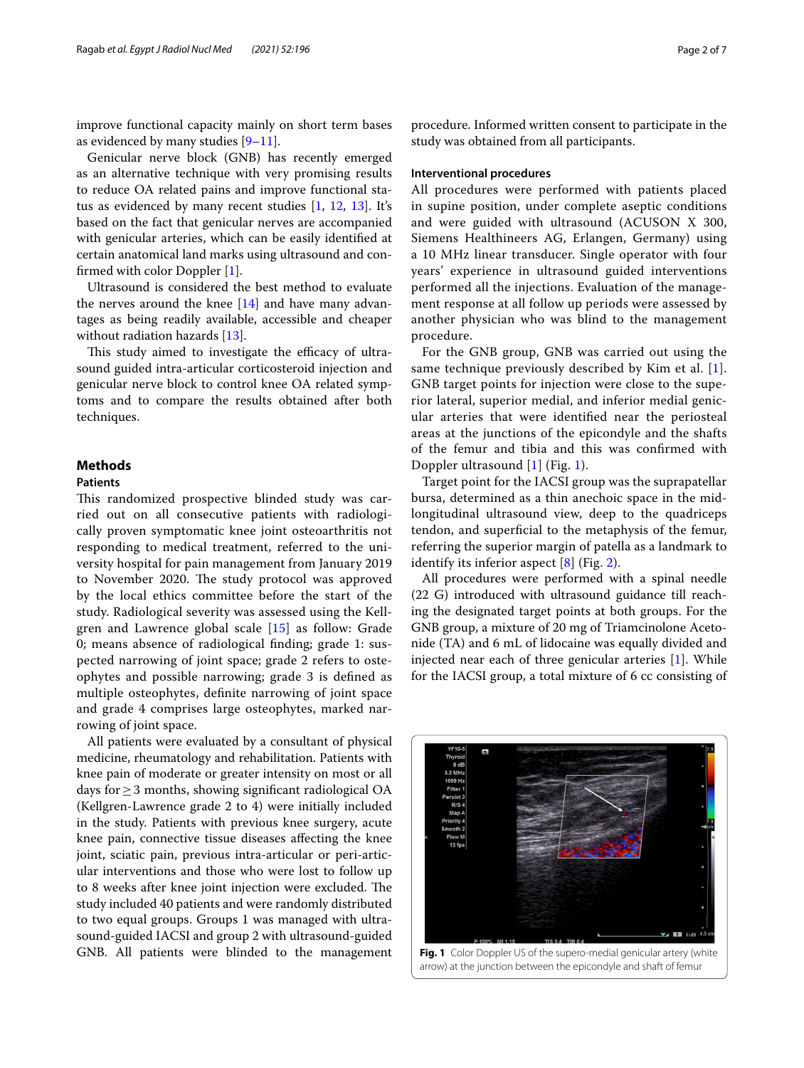improve functional capacity mainly on short term bases as evidenced by many studies [9–11].

Genicular nerve block (GNB) has recently emerged as an alternative technique with very promising results to reduce OA related pains and improve functional status as evidenced by many recent studies [1, 12, 13]. It's based on the fact that genicular nerves are accompanied with genicular arteries, which can be easily identified at certain anatomical land marks using ultrasound and confirmed with color Doppler [1].

Ultrasound is considered the best method to evaluate the nerves around the knee [14] and have many advantages as being readily available, accessible and cheaper without radiation hazards [13].

This study aimed to investigate the efficacy of ultrasound guided intra-articular corticosteroid injection and genicular nerve block to control knee OA related symptoms and to compare the results obtained after both techniques.

## Methods

### Patients

This randomized prospective blinded study was carried out on all consecutive patients with radiologically proven symptomatic knee joint osteoarthritis not responding to medical treatment, referred to the university hospital for pain management from January 2019 to November 2020. The study protocol was approved by the local ethics committee before the start of the study. Radiological severity was assessed using the Kellgren and Lawrence global scale [15] as follow: Grade 0; means absence of radiological finding; grade 1: suspected narrowing of joint space; grade 2 refers to osteophytes and possible narrowing; grade 3 is defined as multiple osteophytes, definite narrowing of joint space and grade 4 comprises large osteophytes, marked narrowing of joint space.

All patients were evaluated by a consultant of physical medicine, rheumatology and rehabilitation. Patients with knee pain of moderate or greater intensity on most or all days for $\geq$ 3 months, showing significant radiological OA (Kellgren-Lawrence grade 2 to 4) were initially included in the study. Patients with previous knee surgery, acute knee pain, connective tissue diseases affecting the knee joint, sciatic pain, previous intra-articular or peri-articular interventions and those who were lost to follow up to 8 weeks after knee joint injection were excluded. The study included 40 patients and were randomly distributed to two equal groups. Groups 1 was managed with ultrasound-guided IACSI and group 2 with ultrasound-guided GNB. All patients were blinded to the management procedure. Informed written consent to participate in the study was obtained from all participants.

### Interventional procedures

All procedures were performed with patients placed in supine position, under complete aseptic conditions and were guided with ultrasound (ACUSON X 300, Siemens Healthineers AG, Erlangen, Germany) using a 10 MHz linear transducer. Single operator with four years' experience in ultrasound guided interventions performed all the injections. Evaluation of the management response at all follow up periods were assessed by another physician who was blind to the management procedure.

For the GNB group, GNB was carried out using the same technique previously described by Kim et al. [1]. GNB target points for injection were close to the superior lateral, superior medial, and inferior medial genicular arteries that were identified near the periosteal areas at the junctions of the epicondyle and the shafts of the femur and tibia and this was confirmed with Doppler ultrasound [1] (Fig. 1).

Target point for the IACSI group was the suprapatellar bursa, determined as a thin anechoic space in the mid-longitudinal ultrasound view, deep to the quadriceps tendon, and superficial to the metaphysis of the femur, referring the superior margin of patella as a landmark to identify its inferior aspect [8] (Fig. 2).

All procedures were performed with a spinal needle (22 G) introduced with ultrasound guidance till reaching the designated target points at both groups. For the GNB group, a mixture of 20 mg of Triamcinolone Acetonide (TA) and 6 mL of lidocaine was equally divided and injected near each of three genicular arteries [1]. While for the IACSI group, a total mixture of 6 cc consisting of

**Fig. 1** Color Doppler US of the supero-medial genicular artery (white arrow) at the junction between the epicondyle and shaft of femur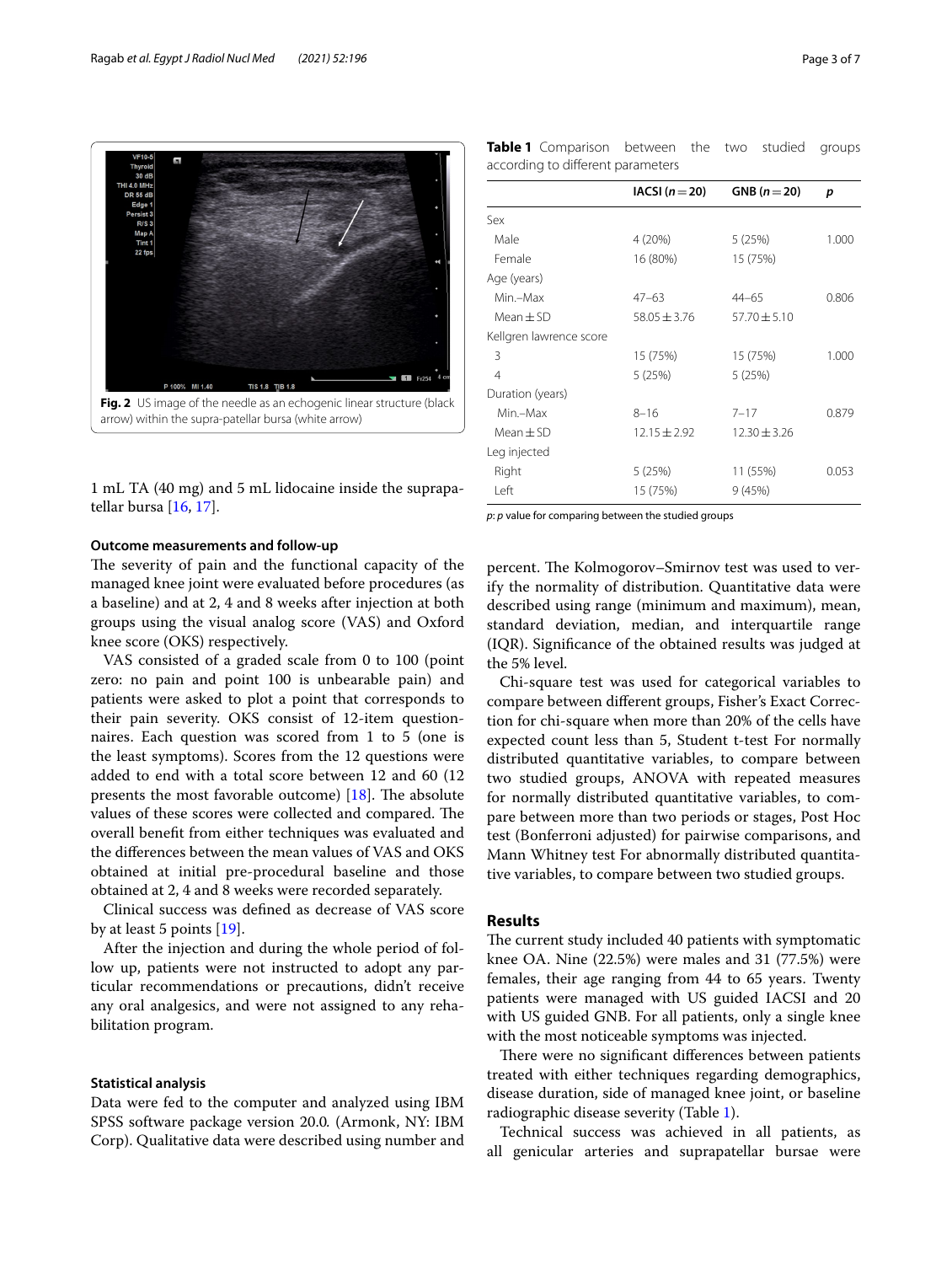Fig. 2 US image of the needle as an echogenic linear structure (black arrow) within the supra-patellar bursa (white arrow)

1 mL TA (40 mg) and 5 mL lidocaine inside the suprapatellar bursa [16, 17].

#### Outcome measurements and follow-up

The severity of pain and the functional capacity of the managed knee joint were evaluated before procedures (as a baseline) and at 2, 4 and 8 weeks after injection at both groups using the visual analog score (VAS) and Oxford knee score (OKS) respectively.

VAS consisted of a graded scale from 0 to 100 (point zero: no pain and point 100 is unbearable pain) and patients were asked to plot a point that corresponds to their pain severity. OKS consist of 12-item questionnaires. Each question was scored from 1 to 5 (one is the least symptoms). Scores from the 12 questions were added to end with a total score between 12 and 60 (12 presents the most favorable outcome) [18]. The absolute values of these scores were collected and compared. The overall benefit from either techniques was evaluated and the differences between the mean values of VAS and OKS obtained at initial pre-procedural baseline and those obtained at 2, 4 and 8 weeks were recorded separately.

Clinical success was defined as decrease of VAS score by at least 5 points [19].

After the injection and during the whole period of follow up, patients were not instructed to adopt any particular recommendations or precautions, didn't receive any oral analgesics, and were not assigned to any rehabilitation program.

#### Statistical analysis

Data were fed to the computer and analyzed using IBM SPSS software package version 20.0. (Armonk, NY: IBM Corp). Qualitative data were described using number and percent. The Kolmogorov–Smirnov test was used to verify the normality of distribution. Quantitative data were described using range (minimum and maximum), mean, standard deviation, median, and interquartile range (IQR). Significance of the obtained results was judged at the 5% level.

Chi-square test was used for categorical variables to compare between different groups, Fisher's Exact Correction for chi-square when more than 20% of the cells have expected count less than 5, Student t-test For normally distributed quantitative variables, to compare between two studied groups, ANOVA with repeated measures for normally distributed quantitative variables, to compare between more than two periods or stages, Post Hoc test (Bonferroni adjusted) for pairwise comparisons, and Mann Whitney test For abnormally distributed quantitative variables, to compare between two studied groups.

**Table 1** Comparison between the two studied groups according to different parameters

| | IACSI ($n = 20$) | GNB ($n = 20$) | *p* |
|---|---|---|---|
| Sex | | | |
| Male | 4 (20%) | 5 (25%) | 1.000 |
| Female | 16 (80%) | 15 (75%) | |
| Age (years) | | | |
| Min.–Max | 47–63 | 44–65 | 0.806 |
| Mean ± SD | 58.05 ± 3.76 | 57.70 ± 5.10 | |
| Kellgren lawrence score | | | |
| 3 | 15 (75%) | 15 (75%) | 1.000 |
| 4 | 5 (25%) | 5 (25%) | |
| Duration (years) | | | |
| Min.–Max | 8–16 | 7–17 | 0.879 |
| Mean ± SD | 12.15 ± 2.92 | 12.30 ± 3.26 | |
| Leg injected | | | |
| Right | 5 (25%) | 11 (55%) | 0.053 |
| Left | 15 (75%) | 9 (45%) | |

*p*: *p* value for comparing between the studied groups

## Results

The current study included 40 patients with symptomatic knee OA. Nine (22.5%) were males and 31 (77.5%) were females, their age ranging from 44 to 65 years. Twenty patients were managed with US guided IACSI and 20 with US guided GNB. For all patients, only a single knee with the most noticeable symptoms was injected.

There were no significant differences between patients treated with either techniques regarding demographics, disease duration, side of managed knee joint, or baseline radiographic disease severity (Table 1).

Technical success was achieved in all patients, as all genicular arteries and suprapatellar bursae were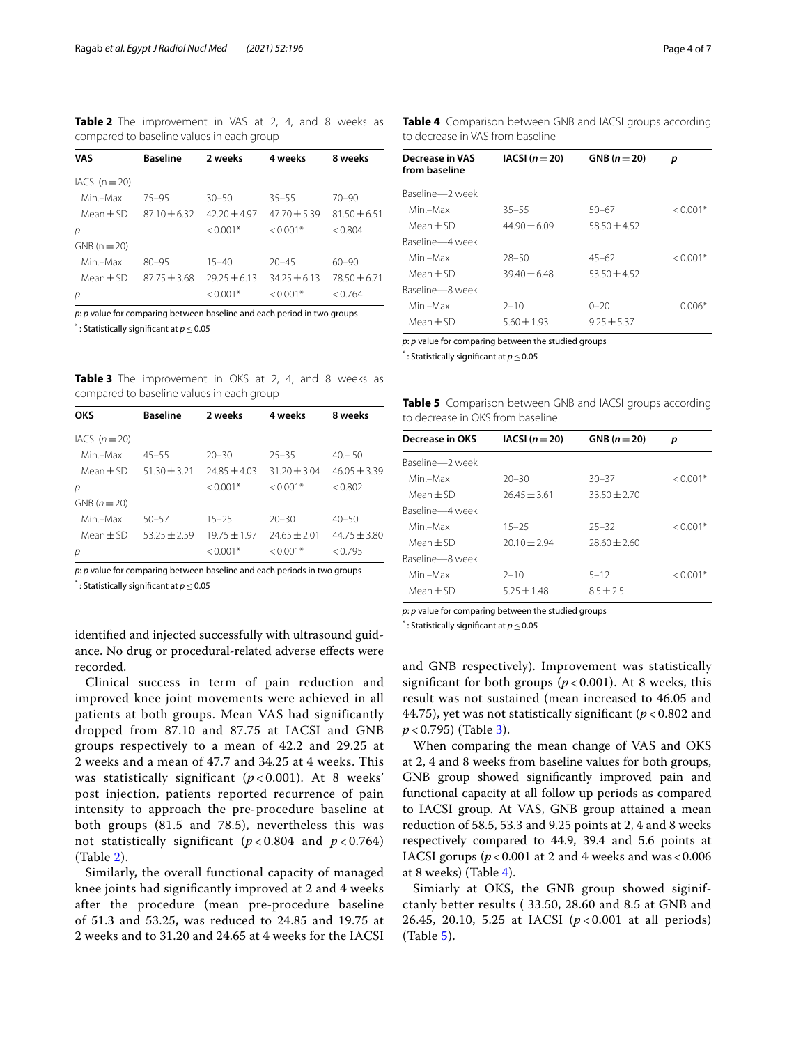**Table 2** The improvement in VAS at 2, 4, and 8 weeks as compared to baseline values in each group

| VAS | Baseline | 2 weeks | 4 weeks | 8 weeks |
|---|---|---|---|---|
| IACSI (n = 20) | | | | |
| Min.–Max | 75–95 | 30–50 | 35–55 | 70–90 |
| Mean ± SD | 87.10 ± 6.32 | 42.20 ± 4.97 | 47.70 ± 5.39 | 81.50 ± 6.51 |
| *p* | | < 0.001* | < 0.001* | < 0.804 |
| GNB (n = 20) | | | | |
| Min.–Max | 80–95 | 15–40 | 20–45 | 60–90 |
| Mean ± SD | 87.75 ± 3.68 | 29.25 ± 6.13 | 34.25 ± 6.13 | 78.50 ± 6.71 |
| *p* | | < 0.001* | < 0.001* | < 0.764 |

*p*: *p* value for comparing between baseline and each period in two groups

*: Statistically significant at $p \leq 0.05$

**Table 3** The improvement in OKS at 2, 4, and 8 weeks as compared to baseline values in each group

| OKS | Baseline | 2 weeks | 4 weeks | 8 weeks |
|---|---|---|---|---|
| IACSI (*n* = 20) | | | | |
| Min.–Max | 45–55 | 20–30 | 25–35 | 40.– 50 |
| Mean ± SD | 51.30 ± 3.21 | 24.85 ± 4.03 | 31.20 ± 3.04 | 46.05 ± 3.39 |
| *p* | | < 0.001* | < 0.001* | < 0.802 |
| GNB (*n* = 20) | | | | |
| Min.–Max | 50–57 | 15–25 | 20–30 | 40–50 |
| Mean ± SD | 53.25 ± 2.59 | 19.75 ± 1.97 | 24.65 ± 2.01 | 44.75 ± 3.80 |
| *p* | | < 0.001* | < 0.001* | < 0.795 |

*p*: *p* value for comparing between baseline and each periods in two groups

*: Statistically significant at $p \leq 0.05$

identified and injected successfully with ultrasound guidance. No drug or procedural-related adverse effects were recorded.

Clinical success in term of pain reduction and improved knee joint movements were achieved in all patients at both groups. Mean VAS had significantly dropped from 87.10 and 87.75 at IACSI and GNB groups respectively to a mean of 42.2 and 29.25 at 2 weeks and a mean of 47.7 and 34.25 at 4 weeks. This was statistically significant ($p < 0.001$). At 8 weeks' post injection, patients reported recurrence of pain intensity to approach the pre-procedure baseline at both groups (81.5 and 78.5), nevertheless this was not statistically significant ($p < 0.804$ and $p < 0.764$) (Table 2).

Similarly, the overall functional capacity of managed knee joints had significantly improved at 2 and 4 weeks after the procedure (mean pre-procedure baseline of 51.3 and 53.25, was reduced to 24.85 and 19.75 at 2 weeks and to 31.20 and 24.65 at 4 weeks for the IACSI and GNB respectively). Improvement was statistically significant for both groups ($p < 0.001$). At 8 weeks, this result was not sustained (mean increased to 46.05 and 44.75), yet was not statistically significant ($p < 0.802$ and $p < 0.795$) (Table 3).

When comparing the mean change of VAS and OKS at 2, 4 and 8 weeks from baseline values for both groups, GNB group showed significantly improved pain and functional capacity at all follow up periods as compared to IACSI group. At VAS, GNB group attained a mean reduction of 58.5, 53.3 and 9.25 points at 2, 4 and 8 weeks respectively compared to 44.9, 39.4 and 5.6 points at IACSI gorups ($p < 0.001$ at 2 and 4 weeks and was < 0.006 at 8 weeks) (Table 4).

Simiarly at OKS, the GNB group showed siginifctanly better results ( 33.50, 28.60 and 8.5 at GNB and 26.45, 20.10, 5.25 at IACSI ($p < 0.001$ at all periods) (Table 5).

**Table 4** Comparison between GNB and IACSI groups according to decrease in VAS from baseline

| Decrease in VAS from baseline | IACSI (*n* = 20) | GNB (*n* = 20) | *p* |
|---|---|---|---|
| Baseline—2 week | | | |
| Min.–Max | 35–55 | 50–67 | < 0.001* |
| Mean ± SD | 44.90 ± 6.09 | 58.50 ± 4.52 | |
| Baseline—4 week | | | |
| Min.–Max | 28–50 | 45–62 | < 0.001* |
| Mean ± SD | 39.40 ± 6.48 | 53.50 ± 4.52 | |
| Baseline—8 week | | | |
| Min.–Max | 2–10 | 0–20 | 0.006* |
| Mean ± SD | 5.60 ± 1.93 | 9.25 ± 5.37 | |

*p*: *p* value for comparing between the studied groups

*: Statistically significant at $p \leq 0.05$

**Table 5** Comparison between GNB and IACSI groups according to decrease in OKS from baseline

| Decrease in OKS | IACSI (*n* = 20) | GNB (*n* = 20) | *p* |
|---|---|---|---|
| Baseline—2 week | | | |
| Min.–Max | 20–30 | 30–37 | < 0.001* |
| Mean ± SD | 26.45 ± 3.61 | 33.50 ± 2.70 | |
| Baseline—4 week | | | |
| Min.–Max | 15–25 | 25–32 | < 0.001* |
| Mean ± SD | 20.10 ± 2.94 | 28.60 ± 2.60 | |
| Baseline—8 week | | | |
| Min.–Max | 2–10 | 5–12 | < 0.001* |
| Mean ± SD | 5.25 ± 1.48 | 8.5 ± 2.5 | |

*p*: *p* value for comparing between the studied groups

*: Statistically significant at $p \leq 0.05$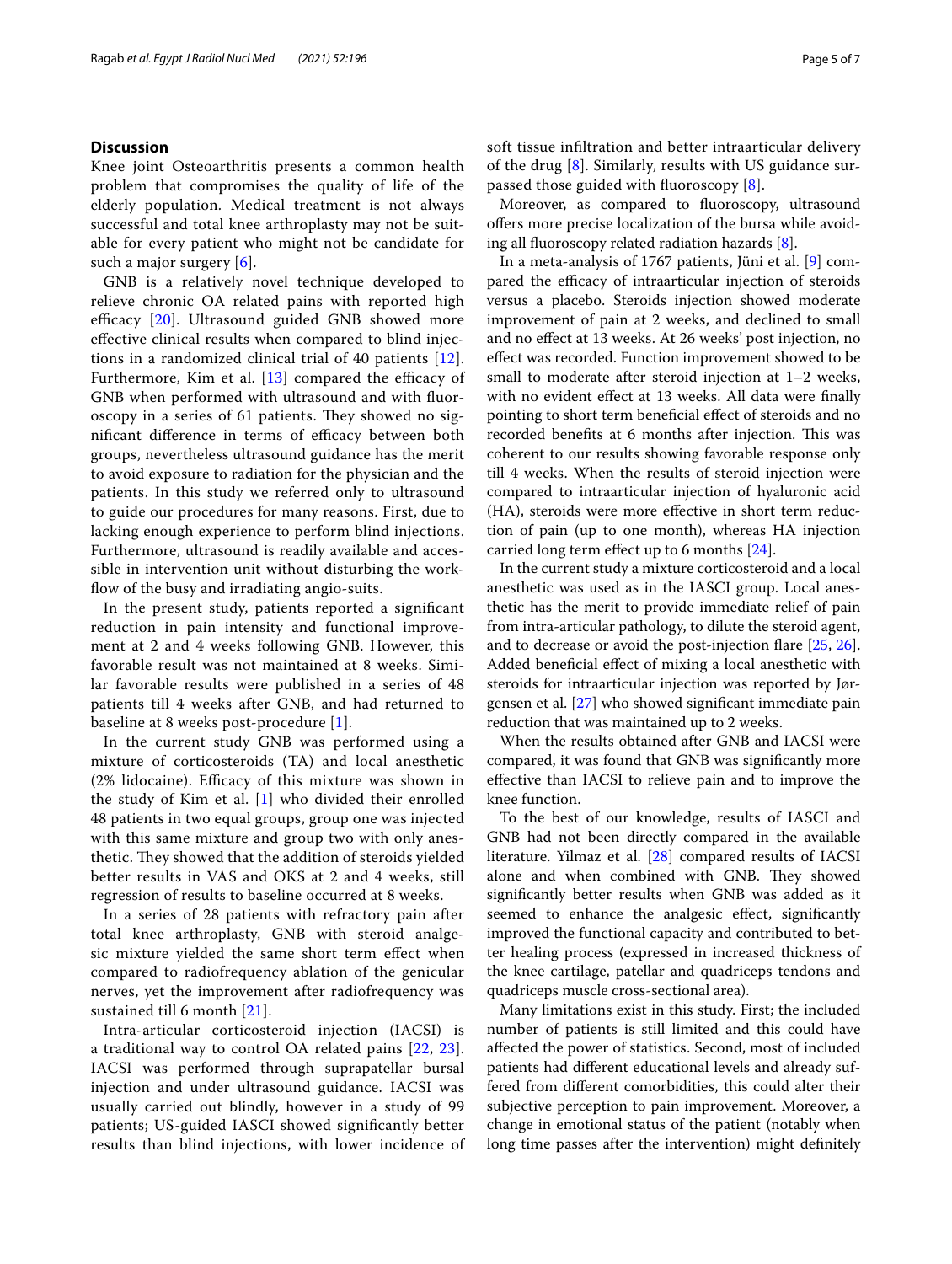## Discussion

Knee joint Osteoarthritis presents a common health problem that compromises the quality of life of the elderly population. Medical treatment is not always successful and total knee arthroplasty may not be suitable for every patient who might not be candidate for such a major surgery [6].

GNB is a relatively novel technique developed to relieve chronic OA related pains with reported high efficacy [20]. Ultrasound guided GNB showed more effective clinical results when compared to blind injections in a randomized clinical trial of 40 patients [12]. Furthermore, Kim et al. [13] compared the efficacy of GNB when performed with ultrasound and with fluoroscopy in a series of 61 patients. They showed no significant difference in terms of efficacy between both groups, nevertheless ultrasound guidance has the merit to avoid exposure to radiation for the physician and the patients. In this study we referred only to ultrasound to guide our procedures for many reasons. First, due to lacking enough experience to perform blind injections. Furthermore, ultrasound is readily available and accessible in intervention unit without disturbing the workflow of the busy and irradiating angio-suits.

In the present study, patients reported a significant reduction in pain intensity and functional improvement at 2 and 4 weeks following GNB. However, this favorable result was not maintained at 8 weeks. Similar favorable results were published in a series of 48 patients till 4 weeks after GNB, and had returned to baseline at 8 weeks post-procedure [1].

In the current study GNB was performed using a mixture of corticosteroids (TA) and local anesthetic (2% lidocaine). Efficacy of this mixture was shown in the study of Kim et al. [1] who divided their enrolled 48 patients in two equal groups, group one was injected with this same mixture and group two with only anesthetic. They showed that the addition of steroids yielded better results in VAS and OKS at 2 and 4 weeks, still regression of results to baseline occurred at 8 weeks.

In a series of 28 patients with refractory pain after total knee arthroplasty, GNB with steroid analgesic mixture yielded the same short term effect when compared to radiofrequency ablation of the genicular nerves, yet the improvement after radiofrequency was sustained till 6 month [21].

Intra-articular corticosteroid injection (IACSI) is a traditional way to control OA related pains [22, 23]. IACSI was performed through suprapatellar bursal injection and under ultrasound guidance. IACSI was usually carried out blindly, however in a study of 99 patients; US-guided IASCI showed significantly better results than blind injections, with lower incidence of soft tissue infiltration and better intraarticular delivery of the drug [8]. Similarly, results with US guidance surpassed those guided with fluoroscopy [8].

Moreover, as compared to fluoroscopy, ultrasound offers more precise localization of the bursa while avoiding all fluoroscopy related radiation hazards [8].

In a meta-analysis of 1767 patients, Jüni et al. [9] compared the efficacy of intraarticular injection of steroids versus a placebo. Steroids injection showed moderate improvement of pain at 2 weeks, and declined to small and no effect at 13 weeks. At 26 weeks' post injection, no effect was recorded. Function improvement showed to be small to moderate after steroid injection at 1–2 weeks, with no evident effect at 13 weeks. All data were finally pointing to short term beneficial effect of steroids and no recorded benefits at 6 months after injection. This was coherent to our results showing favorable response only till 4 weeks. When the results of steroid injection were compared to intraarticular injection of hyaluronic acid (HA), steroids were more effective in short term reduction of pain (up to one month), whereas HA injection carried long term effect up to 6 months [24].

In the current study a mixture corticosteroid and a local anesthetic was used as in the IASCI group. Local anesthetic has the merit to provide immediate relief of pain from intra-articular pathology, to dilute the steroid agent, and to decrease or avoid the post-injection flare [25, 26]. Added beneficial effect of mixing a local anesthetic with steroids for intraarticular injection was reported by Jørgensen et al. [27] who showed significant immediate pain reduction that was maintained up to 2 weeks.

When the results obtained after GNB and IACSI were compared, it was found that GNB was significantly more effective than IACSI to relieve pain and to improve the knee function.

To the best of our knowledge, results of IASCI and GNB had not been directly compared in the available literature. Yilmaz et al. [28] compared results of IACSI alone and when combined with GNB. They showed significantly better results when GNB was added as it seemed to enhance the analgesic effect, significantly improved the functional capacity and contributed to better healing process (expressed in increased thickness of the knee cartilage, patellar and quadriceps tendons and quadriceps muscle cross-sectional area).

Many limitations exist in this study. First; the included number of patients is still limited and this could have affected the power of statistics. Second, most of included patients had different educational levels and already suffered from different comorbidities, this could alter their subjective perception to pain improvement. Moreover, a change in emotional status of the patient (notably when long time passes after the intervention) might definitely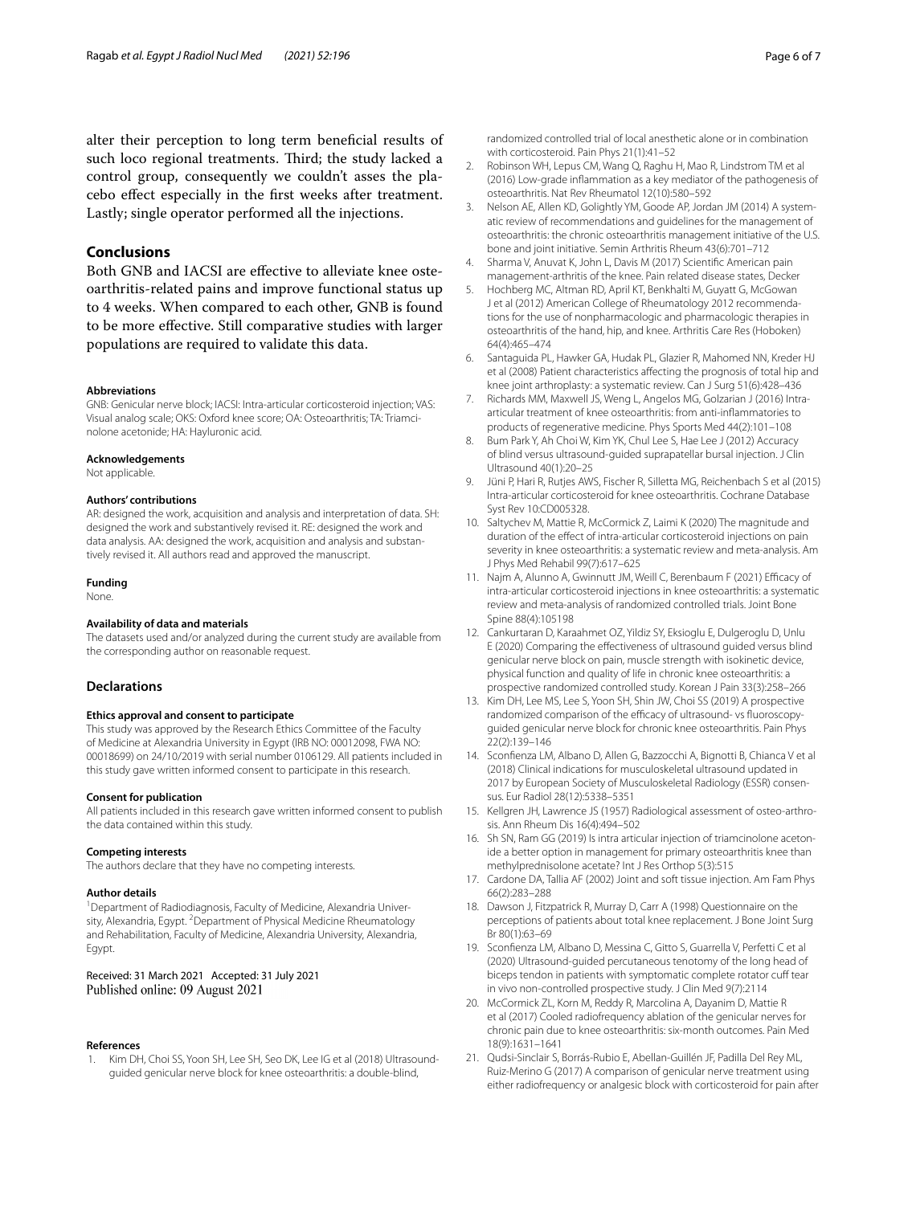alter their perception to long term beneficial results of such loco regional treatments. Third; the study lacked a control group, consequently we couldn't asses the placebo effect especially in the first weeks after treatment. Lastly; single operator performed all the injections.

## Conclusions

Both GNB and IACSI are effective to alleviate knee osteoarthritis-related pains and improve functional status up to 4 weeks. When compared to each other, GNB is found to be more effective. Still comparative studies with larger populations are required to validate this data.

#### Abbreviations

GNB: Genicular nerve block; IACSI: Intra-articular corticosteroid injection; VAS: Visual analog scale; OKS: Oxford knee score; OA: Osteoarthritis; TA: Triamcinolone acetonide; HA: Hayluronic acid.

#### Acknowledgements

Not applicable.

#### Authors' contributions

AR: designed the work, acquisition and analysis and interpretation of data. SH: designed the work and substantively revised it. RE: designed the work and data analysis. AA: designed the work, acquisition and analysis and substantively revised it. All authors read and approved the manuscript.

#### Funding

None.

#### Availability of data and materials

The datasets used and/or analyzed during the current study are available from the corresponding author on reasonable request.

### Declarations

#### Ethics approval and consent to participate

This study was approved by the Research Ethics Committee of the Faculty of Medicine at Alexandria University in Egypt (IRB NO: 00012098, FWA NO: 00018699) on 24/10/2019 with serial number 0106129. All patients included in this study gave written informed consent to participate in this research.

#### Consent for publication

All patients included in this research gave written informed consent to publish the data contained within this study.

#### Competing interests

The authors declare that they have no competing interests.

#### Author details

[1]Department of Radiodiagnosis, Faculty of Medicine, Alexandria University, Alexandria, Egypt. [2]Department of Physical Medicine Rheumatology and Rehabilitation, Faculty of Medicine, Alexandria University, Alexandria, Egypt.

Received: 31 March 2021 Accepted: 31 July 2021
Published online: 09 August 2021

#### References

1. Kim DH, Choi SS, Yoon SH, Lee SH, Seo DK, Lee IG et al (2018) Ultrasound-guided genicular nerve block for knee osteoarthritis: a double-blind, randomized controlled trial of local anesthetic alone or in combination with corticosteroid. Pain Phys 21(1):41–52
2. Robinson WH, Lepus CM, Wang Q, Raghu H, Mao R, Lindstrom TM et al (2016) Low-grade inflammation as a key mediator of the pathogenesis of osteoarthritis. Nat Rev Rheumatol 12(10):580–592
3. Nelson AE, Allen KD, Golightly YM, Goode AP, Jordan JM (2014) A systematic review of recommendations and guidelines for the management of osteoarthritis: the chronic osteoarthritis management initiative of the U.S. bone and joint initiative. Semin Arthritis Rheum 43(6):701–712
4. Sharma V, Anuvat K, John L, Davis M (2017) Scientific American pain management-arthritis of the knee. Pain related disease states, Decker
5. Hochberg MC, Altman RD, April KT, Benkhalti M, Guyatt G, McGowan J et al (2012) American College of Rheumatology 2012 recommendations for the use of nonpharmacologic and pharmacologic therapies in osteoarthritis of the hand, hip, and knee. Arthritis Care Res (Hoboken) 64(4):465–474
6. Santaguida PL, Hawker GA, Hudak PL, Glazier R, Mahomed NN, Kreder HJ et al (2008) Patient characteristics affecting the prognosis of total hip and knee joint arthroplasty: a systematic review. Can J Surg 51(6):428–436
7. Richards MM, Maxwell JS, Weng L, Angelos MG, Golzarian J (2016) Intra-articular treatment of knee osteoarthritis: from anti-inflammatories to products of regenerative medicine. Phys Sports Med 44(2):101–108
8. Bum Park Y, Ah Choi W, Kim YK, Chul Lee S, Hae Lee J (2012) Accuracy of blind versus ultrasound-guided suprapatellar bursal injection. J Clin Ultrasound 40(1):20–25
9. Jüni P, Hari R, Rutjes AWS, Fischer R, Silletta MG, Reichenbach S et al (2015) Intra-articular corticosteroid for knee osteoarthritis. Cochrane Database Syst Rev 10:CD005328.
10. Saltychev M, Mattie R, McCormick Z, Laimi K (2020) The magnitude and duration of the effect of intra-articular corticosteroid injections on pain severity in knee osteoarthritis: a systematic review and meta-analysis. Am J Phys Med Rehabil 99(7):617–625
11. Najm A, Alunno A, Gwinnutt JM, Weill C, Berenbaum F (2021) Efficacy of intra-articular corticosteroid injections in knee osteoarthritis: a systematic review and meta-analysis of randomized controlled trials. Joint Bone Spine 88(4):105198
12. Cankurtaran D, Karaahmet OZ, Yildiz SY, Eksioglu E, Dulgeroglu D, Unlu E (2020) Comparing the effectiveness of ultrasound guided versus blind genicular nerve block on pain, muscle strength with isokinetic device, physical function and quality of life in chronic knee osteoarthritis: a prospective randomized controlled study. Korean J Pain 33(3):258–266
13. Kim DH, Lee MS, Lee S, Yoon SH, Shin JW, Choi SS (2019) A prospective randomized comparison of the efficacy of ultrasound- vs fluoroscopy-guided genicular nerve block for chronic knee osteoarthritis. Pain Phys 22(2):139–146
14. Sconfienza LM, Albano D, Allen G, Bazzocchi A, Bignotti B, Chianca V et al (2018) Clinical indications for musculoskeletal ultrasound updated in 2017 by European Society of Musculoskeletal Radiology (ESSR) consensus. Eur Radiol 28(12):5338–5351
15. Kellgren JH, Lawrence JS (1957) Radiological assessment of osteo-arthrosis. Ann Rheum Dis 16(4):494–502
16. Sh SN, Ram GG (2019) Is intra articular injection of triamcinolone acetonide a better option in management for primary osteoarthritis knee than methylprednisolone acetate? Int J Res Orthop 5(3):515
17. Cardone DA, Tallia AF (2002) Joint and soft tissue injection. Am Fam Phys 66(2):283–288
18. Dawson J, Fitzpatrick R, Murray D, Carr A (1998) Questionnaire on the perceptions of patients about total knee replacement. J Bone Joint Surg Br 80(1):63–69
19. Sconfienza LM, Albano D, Messina C, Gitto S, Guarrella V, Perfetti C et al (2020) Ultrasound-guided percutaneous tenotomy of the long head of biceps tendon in patients with symptomatic complete rotator cuff tear in vivo non-controlled prospective study. J Clin Med 9(7):2114
20. McCormick ZL, Korn M, Reddy R, Marcolina A, Dayanim D, Mattie R et al (2017) Cooled radiofrequency ablation of the genicular nerves for chronic pain due to knee osteoarthritis: six-month outcomes. Pain Med 18(9):1631–1641
21. Qudsi-Sinclair S, Borrás-Rubio E, Abellan-Guillén JF, Padilla Del Rey ML, Ruiz-Merino G (2017) A comparison of genicular nerve treatment using either radiofrequency or analgesic block with corticosteroid for pain after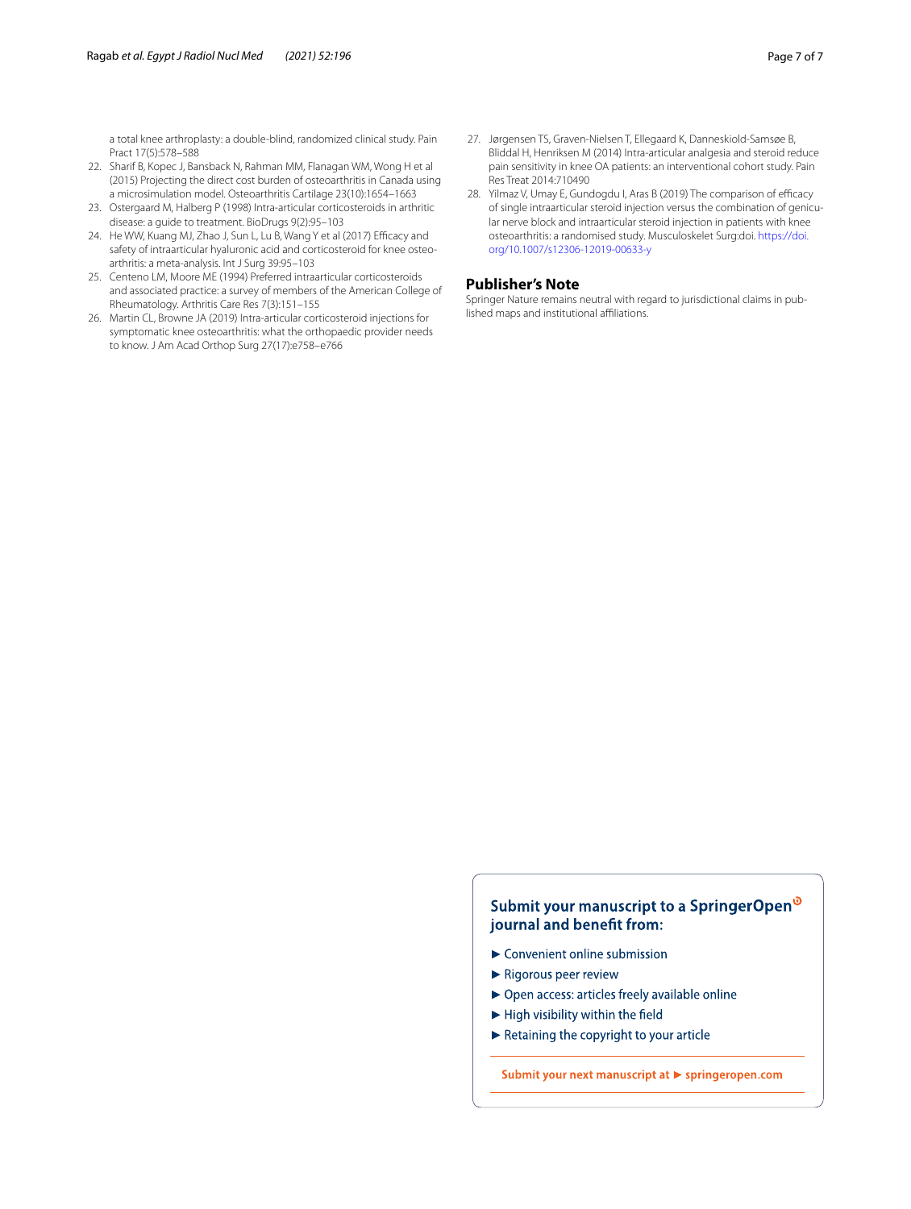a total knee arthroplasty: a double-blind, randomized clinical study. Pain Pract 17(5):578–588

22. Sharif B, Kopec J, Bansback N, Rahman MM, Flanagan WM, Wong H et al (2015) Projecting the direct cost burden of osteoarthritis in Canada using a microsimulation model. Osteoarthritis Cartilage 23(10):1654–1663
23. Ostergaard M, Halberg P (1998) Intra-articular corticosteroids in arthritic disease: a guide to treatment. BioDrugs 9(2):95–103
24. He WW, Kuang MJ, Zhao J, Sun L, Lu B, Wang Y et al (2017) Efficacy and safety of intraarticular hyaluronic acid and corticosteroid for knee osteoarthritis: a meta-analysis. Int J Surg 39:95–103
25. Centeno LM, Moore ME (1994) Preferred intraarticular corticosteroids and associated practice: a survey of members of the American College of Rheumatology. Arthritis Care Res 7(3):151–155
26. Martin CL, Browne JA (2019) Intra-articular corticosteroid injections for symptomatic knee osteoarthritis: what the orthopaedic provider needs to know. J Am Acad Orthop Surg 27(17):e758–e766
27. Jørgensen TS, Graven-Nielsen T, Ellegaard K, Danneskiold-Samsøe B, Bliddal H, Henriksen M (2014) Intra-articular analgesia and steroid reduce pain sensitivity in knee OA patients: an interventional cohort study. Pain Res Treat 2014:710490
28. Yilmaz V, Umay E, Gundogdu I, Aras B (2019) The comparison of efficacy of single intraarticular steroid injection versus the combination of genicular nerve block and intraarticular steroid injection in patients with knee osteoarthritis: a randomised study. Musculoskelet Surg:doi. https://doi.org/10.1007/s12306-12019-00633-y

## Publisher's Note

Springer Nature remains neutral with regard to jurisdictional claims in published maps and institutional affiliations.

**Submit your manuscript to a SpringerOpen journal and benefit from:**

- Convenient online submission
- Rigorous peer review
- Open access: articles freely available online
- High visibility within the field
- Retaining the copyright to your article

**Submit your next manuscript at ▶ springeropen.com**